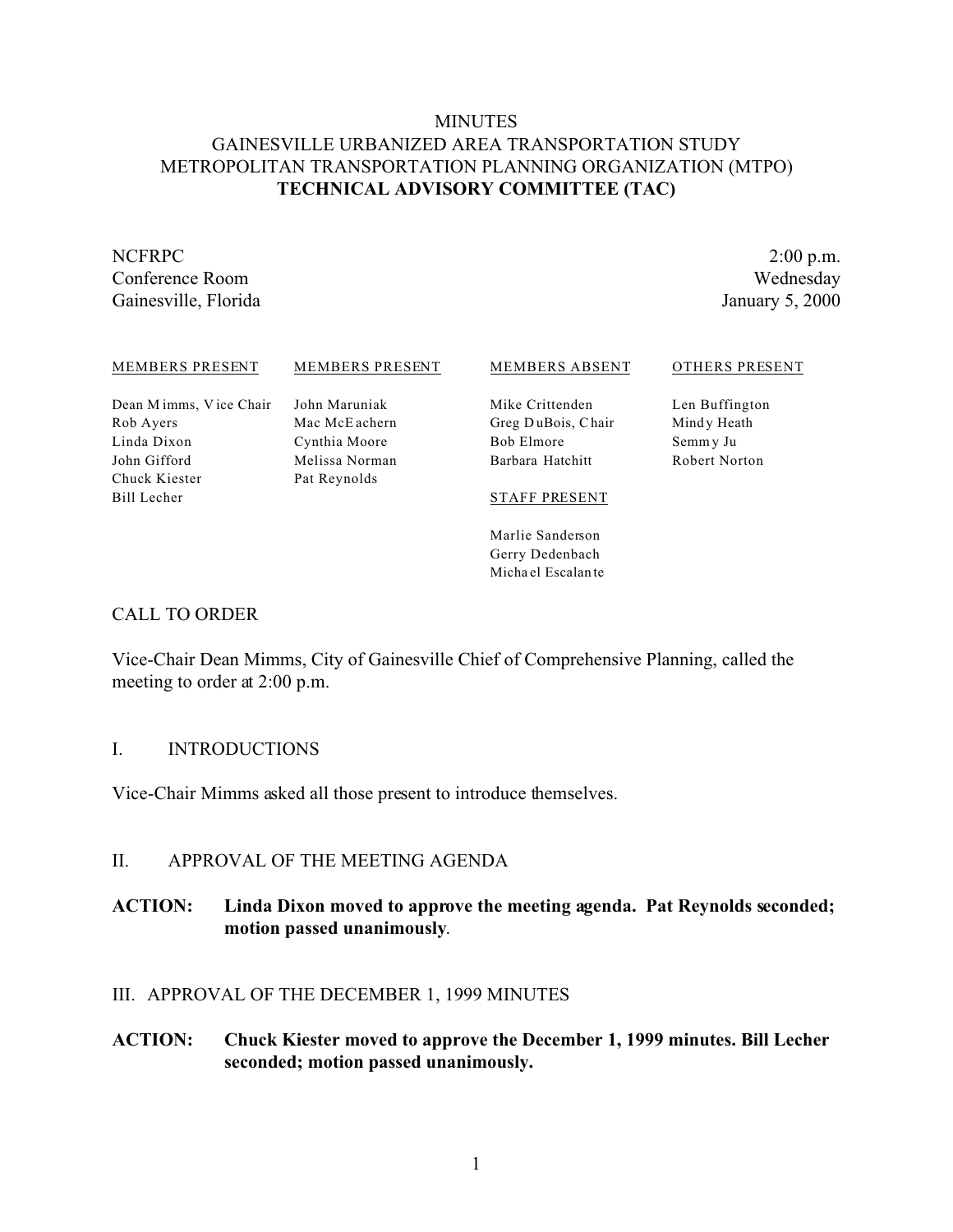# MINUTES
## GAINESVILLE URBANIZED AREA TRANSPORTATION STUDY
## METROPOLITAN TRANSPORTATION PLANNING ORGANIZATION (MTPO)
## TECHNICAL ADVISORY COMMITTEE (TAC)

NCFRPC
Conference Room
Gainesville, Florida

2:00 p.m.
Wednesday
January 5, 2000

| MEMBERS PRESENT | MEMBERS PRESENT | MEMBERS ABSENT | OTHERS PRESENT |
|---|---|---|---|
| Dean Mimms, Vice Chair | John Maruniak | Mike Crittenden | Len Buffington |
| Rob Ayers | Mac McEachern | Greg DuBois, Chair | Mindy Heath |
| Linda Dixon | Cynthia Moore | Bob Elmore | Semmy Ju |
| John Gifford | Melissa Norman | Barbara Hatchitt | Robert Norton |
| Chuck Kiester | Pat Reynolds | | |
| Bill Lecher | | | |

STAFF PRESENT

Marlie Sanderson
Gerry Dedenbach
Michael Escalante

CALL TO ORDER

Vice-Chair Dean Mimms, City of Gainesville Chief of Comprehensive Planning, called the meeting to order at 2:00 p.m.

I. INTRODUCTIONS

Vice-Chair Mimms asked all those present to introduce themselves.

II. APPROVAL OF THE MEETING AGENDA

**ACTION: Linda Dixon moved to approve the meeting agenda. Pat Reynolds seconded; motion passed unanimously**.

III. APPROVAL OF THE DECEMBER 1, 1999 MINUTES

**ACTION: Chuck Kiester moved to approve the December 1, 1999 minutes. Bill Lecher seconded; motion passed unanimously.**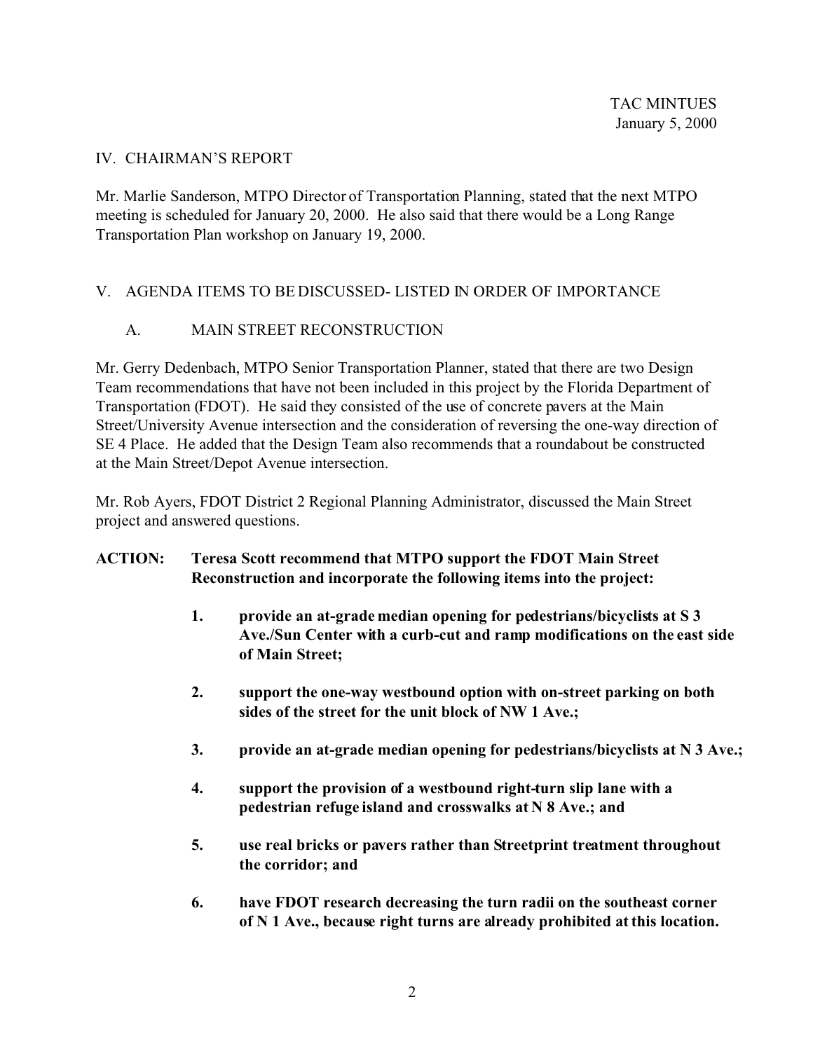## IV. CHAIRMAN'S REPORT

Mr. Marlie Sanderson, MTPO Director of Transportation Planning, stated that the next MTPO meeting is scheduled for January 20, 2000. He also said that there would be a Long Range Transportation Plan workshop on January 19, 2000.

## V. AGENDA ITEMS TO BE DISCUSSED- LISTED IN ORDER OF IMPORTANCE

### A. MAIN STREET RECONSTRUCTION

Mr. Gerry Dedenbach, MTPO Senior Transportation Planner, stated that there are two Design Team recommendations that have not been included in this project by the Florida Department of Transportation (FDOT). He said they consisted of the use of concrete pavers at the Main Street/University Avenue intersection and the consideration of reversing the one-way direction of SE 4 Place. He added that the Design Team also recommends that a roundabout be constructed at the Main Street/Depot Avenue intersection.

Mr. Rob Ayers, FDOT District 2 Regional Planning Administrator, discussed the Main Street project and answered questions.

**ACTION: Teresa Scott recommend that MTPO support the FDOT Main Street Reconstruction and incorporate the following items into the project:**

1. **provide an at-grade median opening for pedestrians/bicyclists at S 3 Ave./Sun Center with a curb-cut and ramp modifications on the east side of Main Street;**
2. **support the one-way westbound option with on-street parking on both sides of the street for the unit block of NW 1 Ave.;**
3. **provide an at-grade median opening for pedestrians/bicyclists at N 3 Ave.;**
4. **support the provision of a westbound right-turn slip lane with a pedestrian refuge island and crosswalks at N 8 Ave.; and**
5. **use real bricks or pavers rather than Streetprint treatment throughout the corridor; and**
6. **have FDOT research decreasing the turn radii on the southeast corner of N 1 Ave., because right turns are already prohibited at this location.**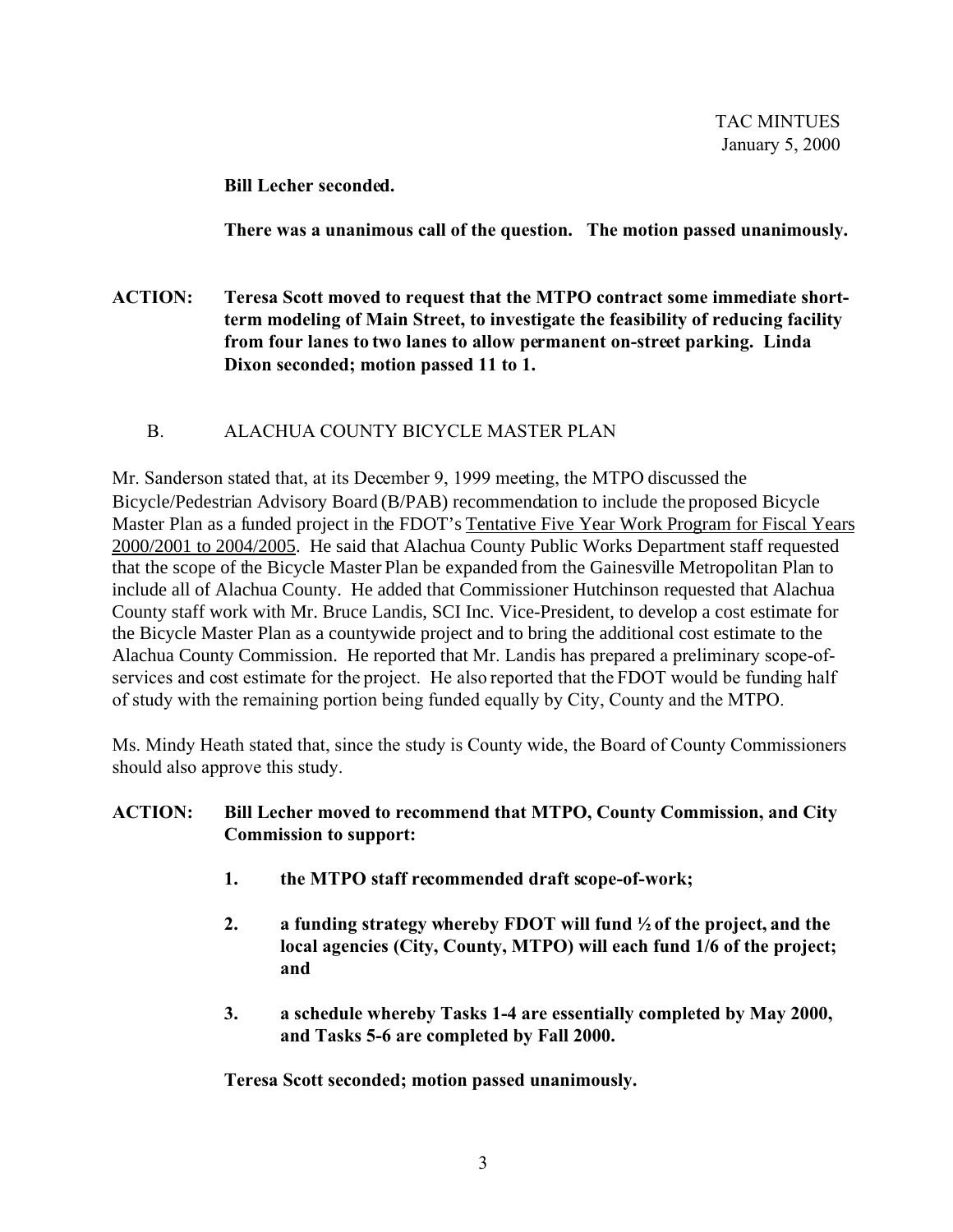**Bill Lecher seconded.**

**There was a unanimous call of the question. The motion passed unanimously.**

**ACTION: Teresa Scott moved to request that the MTPO contract some immediate short-term modeling of Main Street, to investigate the feasibility of reducing facility from four lanes to two lanes to allow permanent on-street parking. Linda Dixon seconded; motion passed 11 to 1.**

## B. ALACHUA COUNTY BICYCLE MASTER PLAN

Mr. Sanderson stated that, at its December 9, 1999 meeting, the MTPO discussed the Bicycle/Pedestrian Advisory Board (B/PAB) recommendation to include the proposed Bicycle Master Plan as a funded project in the FDOT's Tentative Five Year Work Program for Fiscal Years 2000/2001 to 2004/2005. He said that Alachua County Public Works Department staff requested that the scope of the Bicycle Master Plan be expanded from the Gainesville Metropolitan Plan to include all of Alachua County. He added that Commissioner Hutchinson requested that Alachua County staff work with Mr. Bruce Landis, SCI Inc. Vice-President, to develop a cost estimate for the Bicycle Master Plan as a countywide project and to bring the additional cost estimate to the Alachua County Commission. He reported that Mr. Landis has prepared a preliminary scope-of-services and cost estimate for the project. He also reported that the FDOT would be funding half of study with the remaining portion being funded equally by City, County and the MTPO.

Ms. Mindy Heath stated that, since the study is County wide, the Board of County Commissioners should also approve this study.

**ACTION: Bill Lecher moved to recommend that MTPO, County Commission, and City Commission to support:**

1. **the MTPO staff recommended draft scope-of-work;**
2. **a funding strategy whereby FDOT will fund ½ of the project, and the local agencies (City, County, MTPO) will each fund 1/6 of the project; and**
3. **a schedule whereby Tasks 1-4 are essentially completed by May 2000, and Tasks 5-6 are completed by Fall 2000.**

**Teresa Scott seconded; motion passed unanimously.**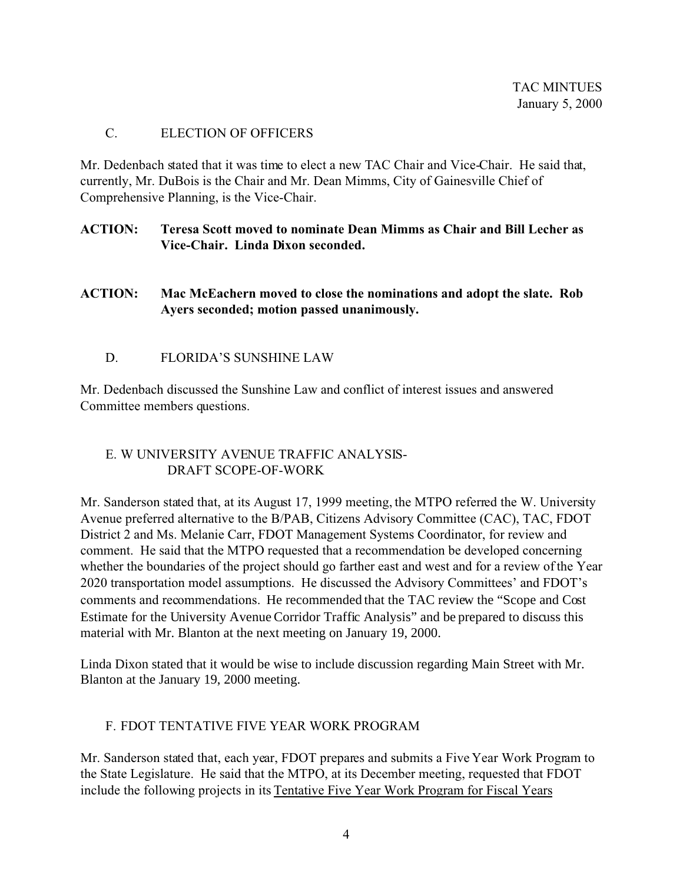## C. ELECTION OF OFFICERS

Mr. Dedenbach stated that it was time to elect a new TAC Chair and Vice-Chair. He said that, currently, Mr. DuBois is the Chair and Mr. Dean Mimms, City of Gainesville Chief of Comprehensive Planning, is the Vice-Chair.

**ACTION: Teresa Scott moved to nominate Dean Mimms as Chair and Bill Lecher as Vice-Chair. Linda Dixon seconded.**

**ACTION: Mac McEachern moved to close the nominations and adopt the slate. Rob Ayers seconded; motion passed unanimously.**

## D. FLORIDA'S SUNSHINE LAW

Mr. Dedenbach discussed the Sunshine Law and conflict of interest issues and answered Committee members questions.

## E. W UNIVERSITY AVENUE TRAFFIC ANALYSIS- DRAFT SCOPE-OF-WORK

Mr. Sanderson stated that, at its August 17, 1999 meeting, the MTPO referred the W. University Avenue preferred alternative to the B/PAB, Citizens Advisory Committee (CAC), TAC, FDOT District 2 and Ms. Melanie Carr, FDOT Management Systems Coordinator, for review and comment. He said that the MTPO requested that a recommendation be developed concerning whether the boundaries of the project should go farther east and west and for a review of the Year 2020 transportation model assumptions. He discussed the Advisory Committees' and FDOT's comments and recommendations. He recommended that the TAC review the "Scope and Cost Estimate for the University Avenue Corridor Traffic Analysis" and be prepared to discuss this material with Mr. Blanton at the next meeting on January 19, 2000.

Linda Dixon stated that it would be wise to include discussion regarding Main Street with Mr. Blanton at the January 19, 2000 meeting.

## F. FDOT TENTATIVE FIVE YEAR WORK PROGRAM

Mr. Sanderson stated that, each year, FDOT prepares and submits a Five Year Work Program to the State Legislature. He said that the MTPO, at its December meeting, requested that FDOT include the following projects in its Tentative Five Year Work Program for Fiscal Years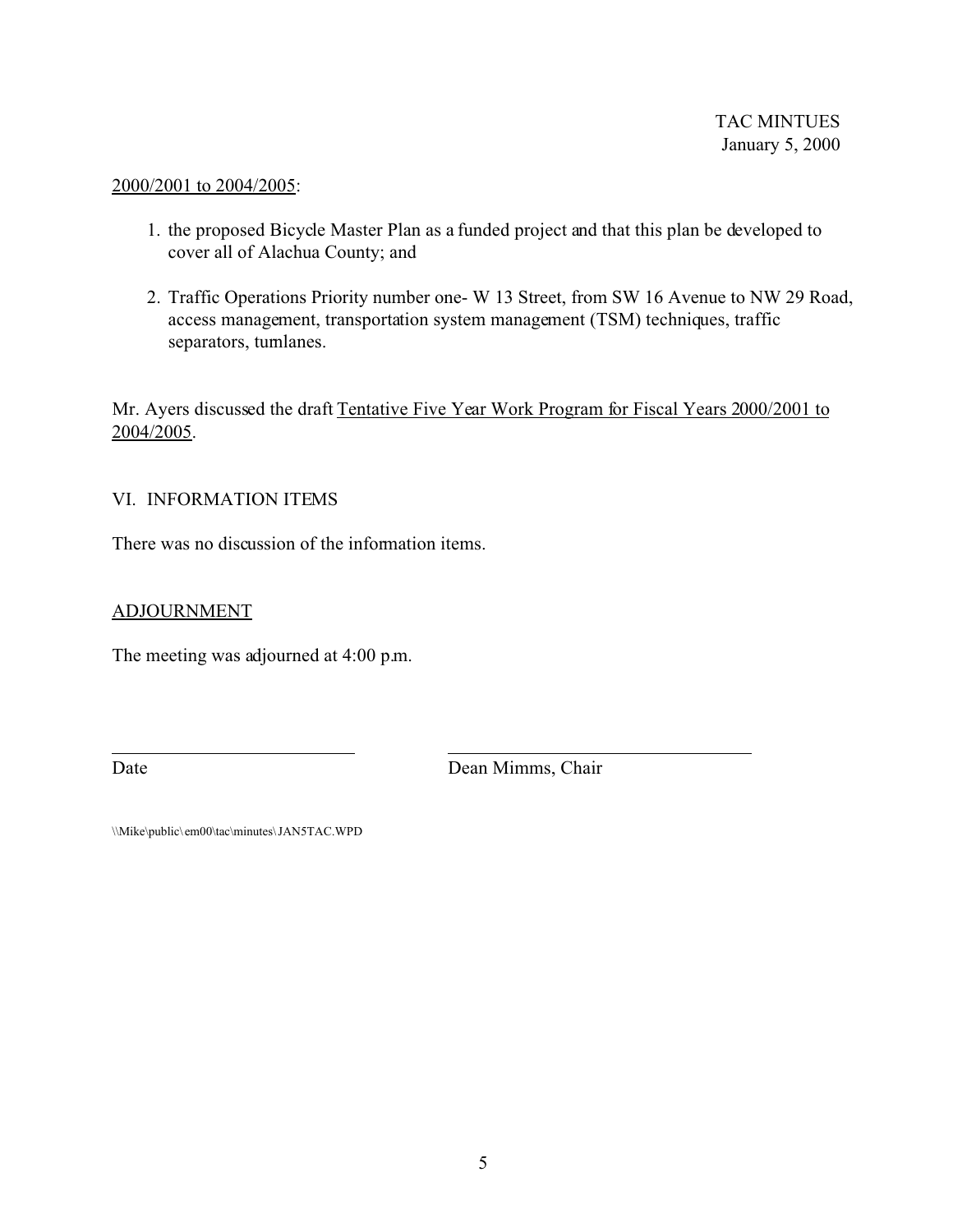2000/2001 to 2004/2005:

1. the proposed Bicycle Master Plan as a funded project and that this plan be developed to cover all of Alachua County; and

2. Traffic Operations Priority number one- W 13 Street, from SW 16 Avenue to NW 29 Road, access management, transportation system management (TSM) techniques, traffic separators, turnlanes.

Mr. Ayers discussed the draft Tentative Five Year Work Program for Fiscal Years 2000/2001 to 2004/2005.

VI. INFORMATION ITEMS

There was no discussion of the information items.

ADJOURNMENT

The meeting was adjourned at 4:00 p.m.

\_\_\_\_\_\_\_\_\_\_\_\_\_\_\_\_\_\_\_\_\_\_\_\_\_\_\_ \_\_\_\_\_\_\_\_\_\_\_\_\_\_\_\_\_\_\_\_\_\_\_\_\_\_\_\_\_\_\_\_\_\_

Date Dean Mimms, Chair

\\Mike\public\em00\tac\minutes\JAN5TAC.WPD